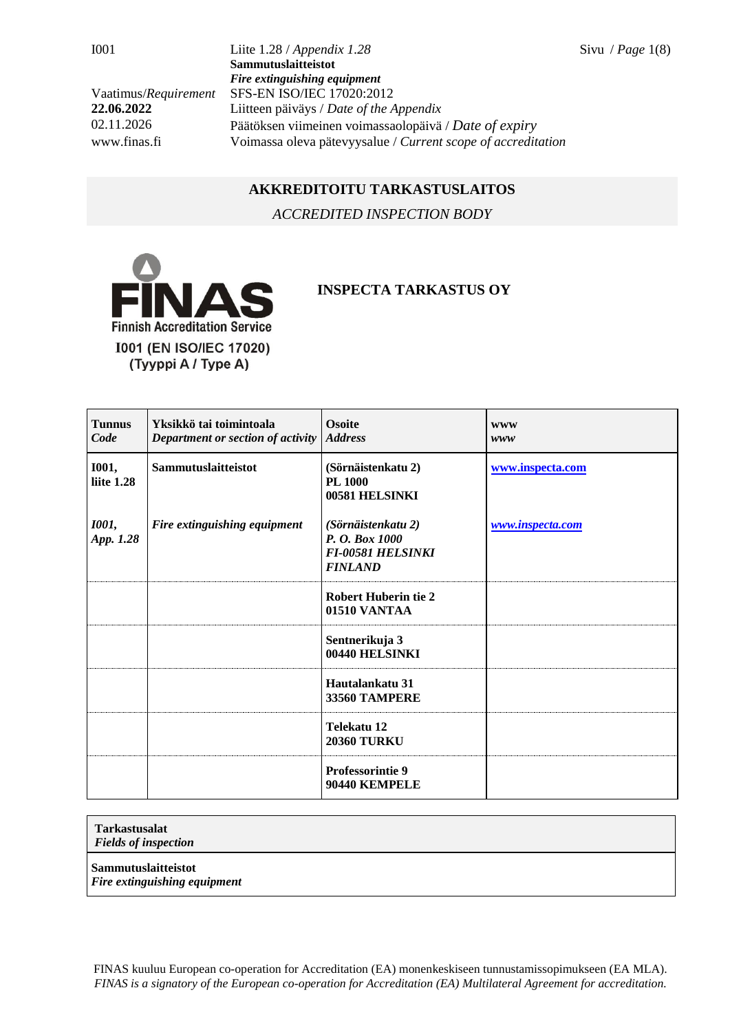I001 | Liite 1.28 / *Appendix 1.28*
**Sammutuslaitteistot**
***Fire extinguishing equipment***

Vaatimus/*Requirement* SFS-EN ISO/IEC 17020:2012
**22.06.2022** Liitteen päiväys / *Date of the Appendix*
02.11.2026 Päätöksen viimeinen voimassaolopäivä / *Date of expiry*
www.finas.fi Voimassa oleva pätevyysalue / *Current scope of accreditation*

## AKKREDITOITU TARKASTUSLAITOS

*ACCREDITED INSPECTION BODY*

FINAS
Finnish Accreditation Service
I001 (EN ISO/IEC 17020)
(Tyyppi A / Type A)

## INSPECTA TARKASTUS OY

| **Tunnus** *Code* | **Yksikkö tai toimintoala** *Department or section of activity* | **Osoite** *Address* | **www** *www* |
|---|---|---|---|
| **I001, liite 1.28** | **Sammutuslaitteistot** | **(Sörnäistenkatu 2) PL 1000 00581 HELSINKI** | **www.inspecta.com** |
| ***I001, App. 1.28*** | ***Fire extinguishing equipment*** | ***(Sörnäistenkatu 2) P. O. Box 1000 FI-00581 HELSINKI FINLAND*** | ***www.inspecta.com*** |
| | | **Robert Huberin tie 2 01510 VANTAA** | |
| | | **Sentnerikuja 3 00440 HELSINKI** | |
| | | **Hautalankatu 31 33560 TAMPERE** | |
| | | **Telekatu 12 20360 TURKU** | |
| | | **Professorintie 9 90440 KEMPELE** | |

| **Tarkastusalat** ***Fields of inspection*** |
|---|
| **Sammutuslaitteistot** ***Fire extinguishing equipment*** |

FINAS kuuluu European co-operation for Accreditation (EA) monenkeskiseen tunnustamissopimukseen (EA MLA).
*FINAS is a signatory of the European co-operation for Accreditation (EA) Multilateral Agreement for accreditation.*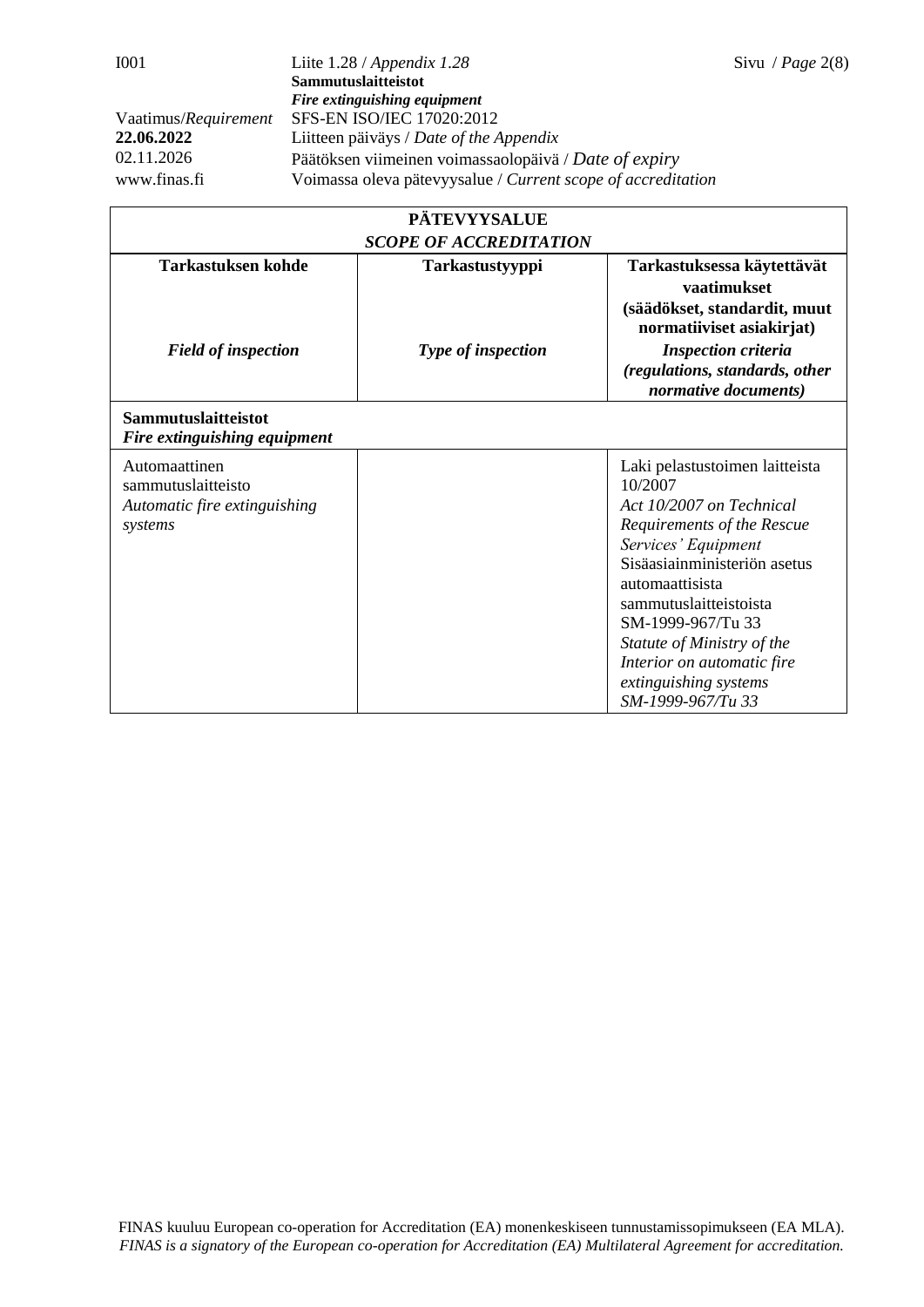| **PÄTEVYYSALUE** *SCOPE OF ACCREDITATION* | | |
|---|---|---|
| **Tarkastuksen kohde** *Field of inspection* | **Tarkastustyyppi** *Type of inspection* | **Tarkastuksessa käytettävät vaatimukset (säädökset, standardit, muut normatiiviset asiakirjat)** ***Inspection criteria (regulations, standards, other normative documents)*** |
| **Sammutuslaitteistot** ***Fire extinguishing equipment*** | | |
| Automaattinen sammutuslaitteisto *Automatic fire extinguishing systems* | | Laki pelastustoimen laitteista 10/2007 *Act 10/2007 on Technical Requirements of the Rescue Services' Equipment* Sisäasiainministeriön asetus automaattisista sammutuslaitteistoista SM-1999-967/Tu 33 *Statute of Ministry of the Interior on automatic fire extinguishing systems SM-1999-967/Tu 33* |

FINAS kuuluu European co-operation for Accreditation (EA) monenkeskiseen tunnustamissopimukseen (EA MLA).
*FINAS is a signatory of the European co-operation for Accreditation (EA) Multilateral Agreement for accreditation.*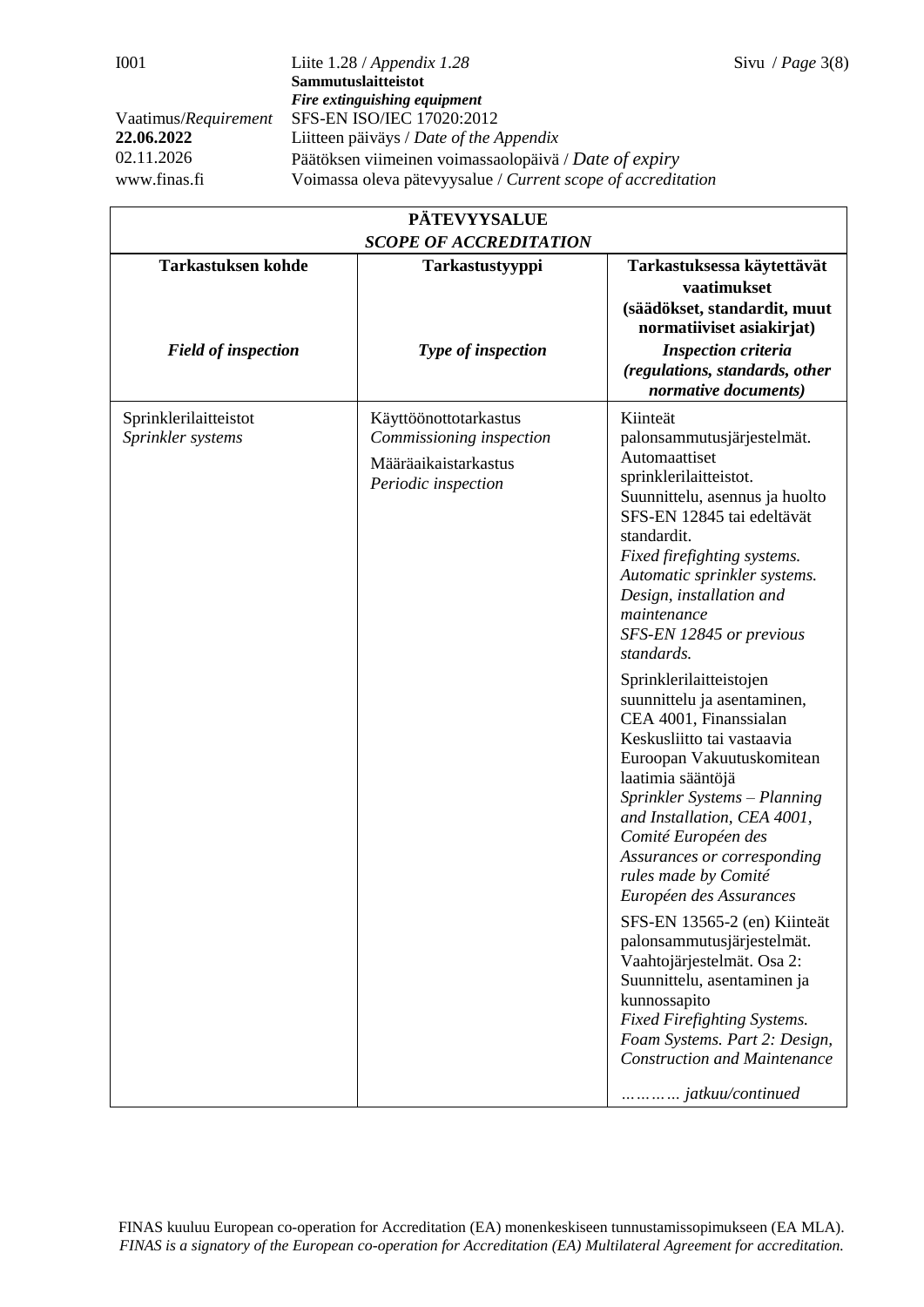| PÄTEVYYSALUE *SCOPE OF ACCREDITATION* | | |
|---|---|---|
| **Tarkastuksen kohde** *Field of inspection* | **Tarkastustyyppi** *Type of inspection* | **Tarkastuksessa käytettävät vaatimukset (säädökset, standardit, muut normatiiviset asiakirjat)** ***Inspection criteria (regulations, standards, other normative documents)*** |
| Sprinklerilaitteistot *Sprinkler systems* | Käyttöönottotarkastus *Commissioning inspection* Määräaikaistarkastus *Periodic inspection* | Kiinteät palonsammutusjärjestelmät. Automaattiset sprinklerilaitteistot. Suunnittelu, asennus ja huolto SFS-EN 12845 tai edeltävät standardit. *Fixed firefighting systems. Automatic sprinkler systems. Design, installation and maintenance SFS-EN 12845 or previous standards.* Sprinklerilaitteistojen suunnittelu ja asentaminen, CEA 4001, Finanssialan Keskusliitto tai vastaavia Euroopan Vakuutuskomitean laatimia sääntöjä *Sprinkler Systems – Planning and Installation, CEA 4001, Comité Européen des Assurances or corresponding rules made by Comité Européen des Assurances* SFS-EN 13565-2 (en) Kiinteät palonsammutusjärjestelmät. Vaahtojärjestelmät. Osa 2: Suunnittelu, asentaminen ja kunnossapito *Fixed Firefighting Systems. Foam Systems. Part 2: Design, Construction and Maintenance* *………… jatkuu/continued* |

FINAS kuuluu European co-operation for Accreditation (EA) monenkeskiseen tunnustamissopimukseen (EA MLA).
*FINAS is a signatory of the European co-operation for Accreditation (EA) Multilateral Agreement for accreditation.*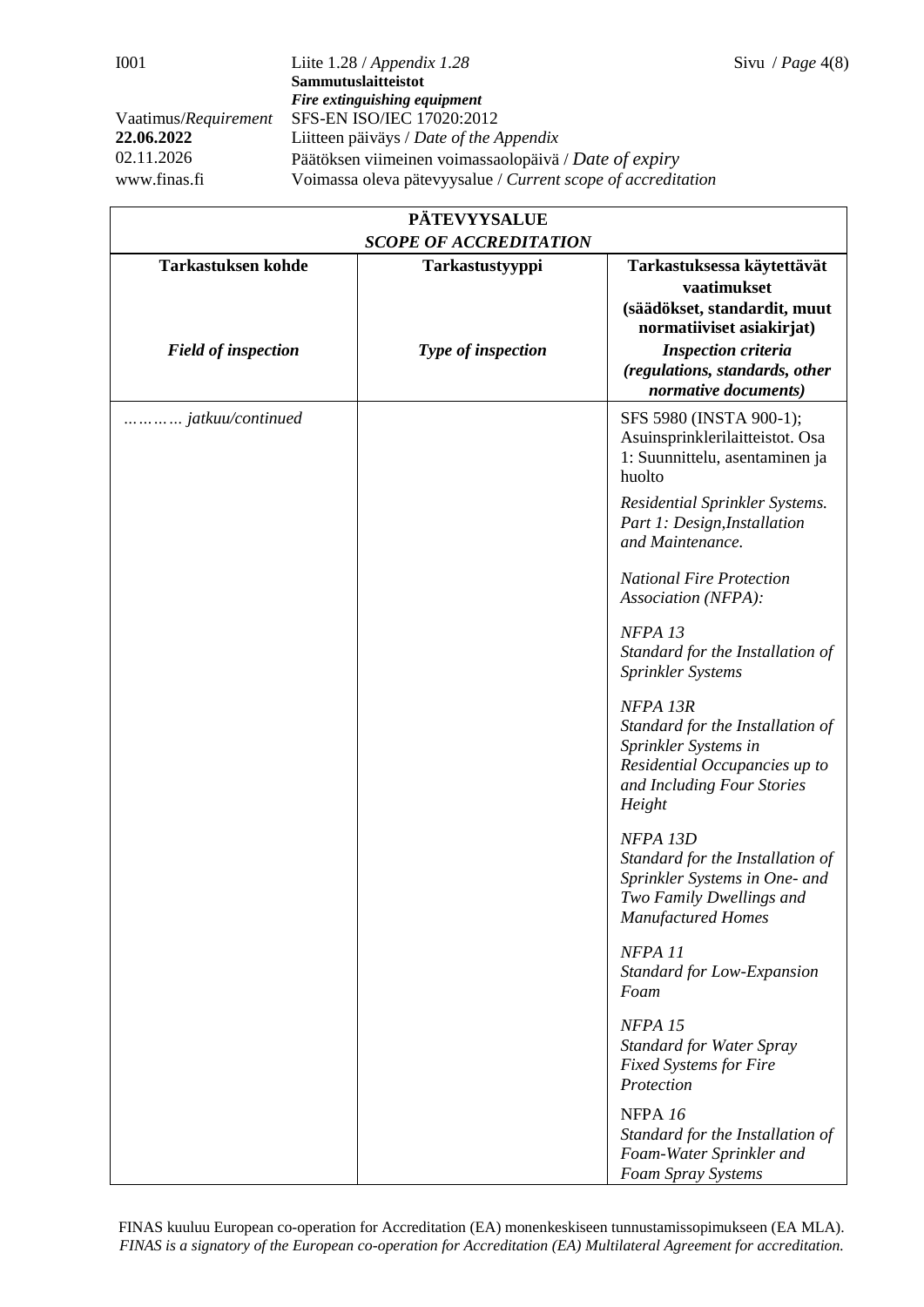| **PÄTEVYYSALUE** *SCOPE OF ACCREDITATION* | | |
|---|---|---|
| **Tarkastuksen kohde** *Field of inspection* | **Tarkastustyyppi** *Type of inspection* | **Tarkastuksessa käytettävät vaatimukset (säädökset, standardit, muut normatiiviset asiakirjat)** *Inspection criteria (regulations, standards, other normative documents)* |
| *………… jatkuu/continued* | | SFS 5980 (INSTA 900-1); Asuinsprinklerilaitteistot. Osa 1: Suunnittelu, asentaminen ja huolto<br><br>*Residential Sprinkler Systems. Part 1: Design,Installation and Maintenance.*<br><br>*National Fire Protection Association (NFPA):*<br><br>*NFPA 13* *Standard for the Installation of Sprinkler Systems*<br><br>*NFPA 13R* *Standard for the Installation of Sprinkler Systems in Residential Occupancies up to and Including Four Stories Height*<br><br>*NFPA 13D* *Standard for the Installation of Sprinkler Systems in One- and Two Family Dwellings and Manufactured Homes*<br><br>*NFPA 11* *Standard for Low-Expansion Foam*<br><br>*NFPA 15* *Standard for Water Spray Fixed Systems for Fire Protection*<br><br>NFPA *16* *Standard for the Installation of Foam-Water Sprinkler and Foam Spray Systems* |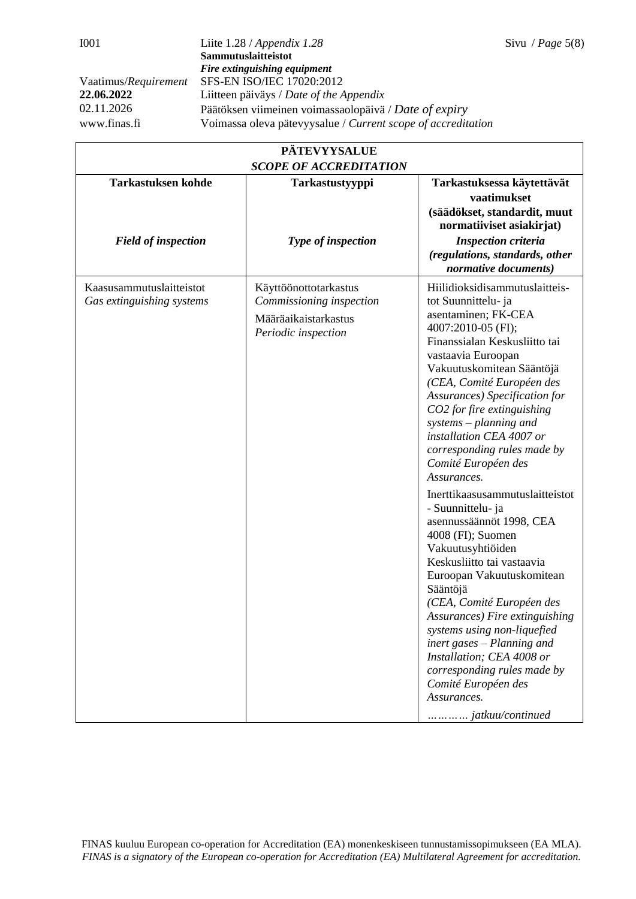| PÄTEVYYSALUE *SCOPE OF ACCREDITATION* | | |
|---|---|---|
| **Tarkastuksen kohde** *Field of inspection* | **Tarkastustyyppi** *Type of inspection* | **Tarkastuksessa käytettävät vaatimukset (säädökset, standardit, muut normatiiviset asiakirjat)** ***Inspection criteria (regulations, standards, other normative documents)*** |
| Kaasusammutuslaitteistot *Gas extinguishing systems* | Käyttöönottotarkastus *Commissioning inspection* Määräaikaistarkastus *Periodic inspection* | Hiilidioksidisammutuslaitteistot Suunnittelu- ja asentaminen; FK-CEA 4007:2010-05 (FI); Finanssialan Keskusliitto tai vastaavia Euroopan Vakuutuskomitean Sääntöjä *(CEA, Comité Européen des Assurances) Specification for CO2 for fire extinguishing systems – planning and installation CEA 4007 or corresponding rules made by Comité Européen des Assurances.* Inerttikaasusammutuslaitteistot - Suunnittelu- ja asennussäännöt 1998, CEA 4008 (FI); Suomen Vakuutusyhtiöiden Keskusliitto tai vastaavia Euroopan Vakuutuskomitean Sääntöjä *(CEA, Comité Européen des Assurances) Fire extinguishing systems using non-liquefied inert gases – Planning and Installation; CEA 4008 or corresponding rules made by Comité Européen des Assurances.* *………… jatkuu/continued* |

FINAS kuuluu European co-operation for Accreditation (EA) monenkeskiseen tunnustamissopimukseen (EA MLA).
*FINAS is a signatory of the European co-operation for Accreditation (EA) Multilateral Agreement for accreditation.*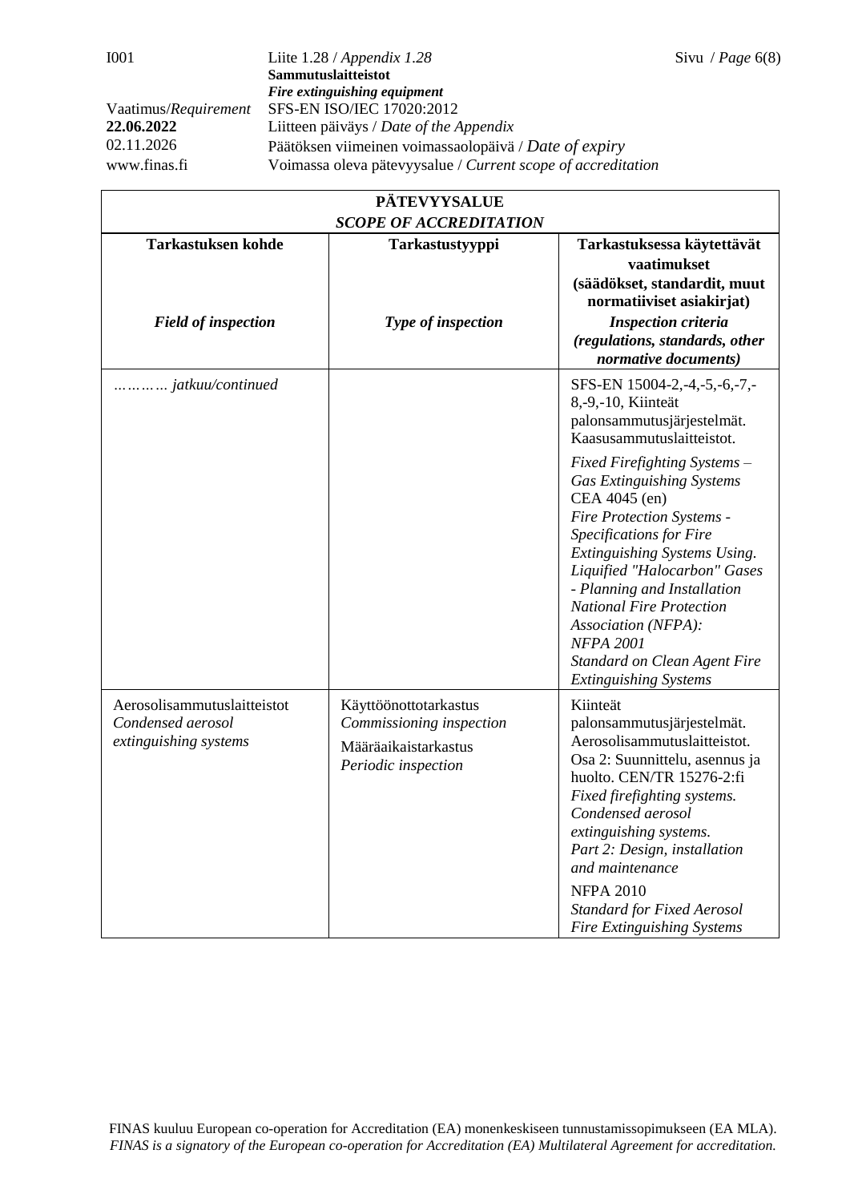| **PÄTEVYYSALUE** *SCOPE OF ACCREDITATION* | | |
|---|---|---|
| **Tarkastuksen kohde** *Field of inspection* | **Tarkastustyyppi** *Type of inspection* | **Tarkastuksessa käytettävät vaatimukset (säädökset, standardit, muut normatiiviset asiakirjat)** ***Inspection criteria (regulations, standards, other normative documents)*** |
| *………… jatkuu/continued* | | SFS-EN 15004-2,-4,-5,-6,-7,-8,-9,-10, Kiinteät palonsammutusjärjestelmät. Kaasusammutuslaitteistot. *Fixed Firefighting Systems – Gas Extinguishing Systems* CEA 4045 (en) *Fire Protection Systems - Specifications for Fire Extinguishing Systems Using. Liquified "Halocarbon" Gases - Planning and Installation* *National Fire Protection Association (NFPA):* *NFPA 2001* *Standard on Clean Agent Fire Extinguishing Systems* |
| Aerosolisammutuslaitteistot *Condensed aerosol extinguishing systems* | Käyttöönottotarkastus *Commissioning inspection* Määräaikaistarkastus *Periodic inspection* | Kiinteät palonsammutusjärjestelmät. Aerosolisammutuslaitteistot. Osa 2: Suunnittelu, asennus ja huolto. CEN/TR 15276-2:fi *Fixed firefighting systems. Condensed aerosol extinguishing systems. Part 2: Design, installation and maintenance* NFPA 2010 *Standard for Fixed Aerosol Fire Extinguishing Systems* |

FINAS kuuluu European co-operation for Accreditation (EA) monenkeskiseen tunnustamissopimukseen (EA MLA).
*FINAS is a signatory of the European co-operation for Accreditation (EA) Multilateral Agreement for accreditation.*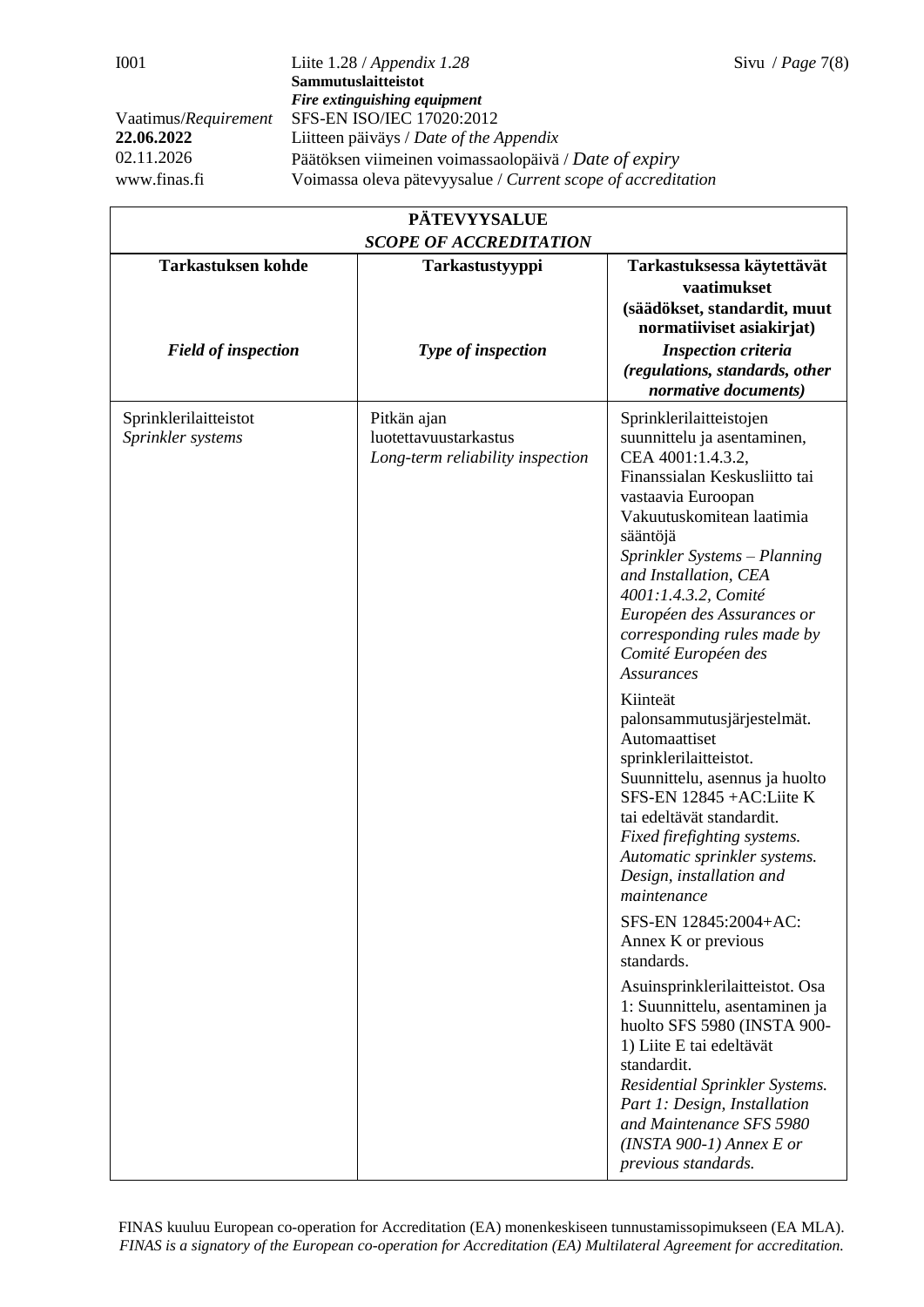| PÄTEVYYSALUE<br>*SCOPE OF ACCREDITATION* | | |
|---|---|---|
| **Tarkastuksen kohde**<br><br>***Field of inspection*** | **Tarkastustyyppi**<br><br>***Type of inspection*** | **Tarkastuksessa käytettävät vaatimukset (säädökset, standardit, muut normatiiviset asiakirjat)**<br>***Inspection criteria (regulations, standards, other normative documents)*** |
| Sprinklerilaitteistot<br>*Sprinkler systems* | Pitkän ajan luotettavuustarkastus<br>*Long-term reliability inspection* | Sprinklerilaitteistojen suunnittelu ja asentaminen, CEA 4001:1.4.3.2, Finanssialan Keskusliitto tai vastaavia Euroopan Vakuutuskomitean laatimia sääntöjä<br>*Sprinkler Systems – Planning and Installation, CEA 4001:1.4.3.2, Comité Européen des Assurances or corresponding rules made by Comité Européen des Assurances*<br><br>Kiinteät palonsammutusjärjestelmät. Automaattiset sprinklerilaitteistot. Suunnittelu, asennus ja huolto SFS-EN 12845 +AC:Liite K tai edeltävät standardit.<br>*Fixed firefighting systems. Automatic sprinkler systems. Design, installation and maintenance*<br><br>SFS-EN 12845:2004+AC: Annex K or previous standards.<br><br>Asuinsprinklerilaitteistot. Osa 1: Suunnittelu, asentaminen ja huolto SFS 5980 (INSTA 900-1) Liite E tai edeltävät standardit.<br>*Residential Sprinkler Systems. Part 1: Design, Installation and Maintenance SFS 5980 (INSTA 900-1) Annex E or previous standards.* |

FINAS kuuluu European co-operation for Accreditation (EA) monenkeskiseen tunnustamissopimukseen (EA MLA).
*FINAS is a signatory of the European co-operation for Accreditation (EA) Multilateral Agreement for accreditation.*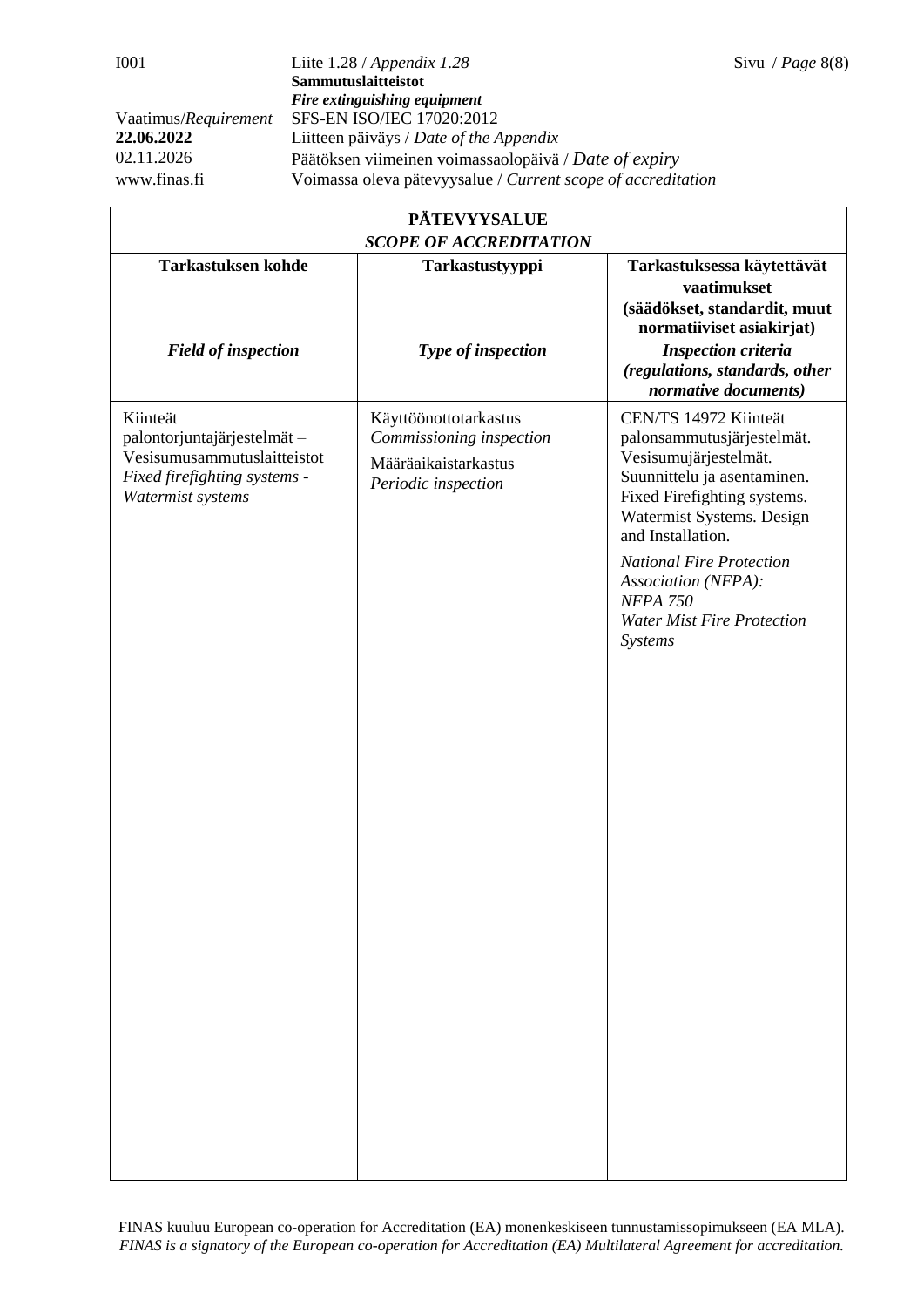| **PÄTEVYYSALUE** *SCOPE OF ACCREDITATION* | | |
|---|---|---|
| **Tarkastuksen kohde** *Field of inspection* | **Tarkastustyyppi** *Type of inspection* | **Tarkastuksessa käytettävät vaatimukset (säädökset, standardit, muut normatiiviset asiakirjat)** ***Inspection criteria (regulations, standards, other normative documents)*** |
| Kiinteät palontorjuntajärjestelmät – Vesisumusammutuslaitteistot *Fixed firefighting systems - Watermist systems* | Käyttöönottotarkastus *Commissioning inspection* Määräaikaistarkastus *Periodic inspection* | CEN/TS 14972 Kiinteät palonsammutusjärjestelmät. Vesisumujärjestelmät. Suunnittelu ja asentaminen. Fixed Firefighting systems. Watermist Systems. Design and Installation. *National Fire Protection Association (NFPA): NFPA 750 Water Mist Fire Protection Systems* |